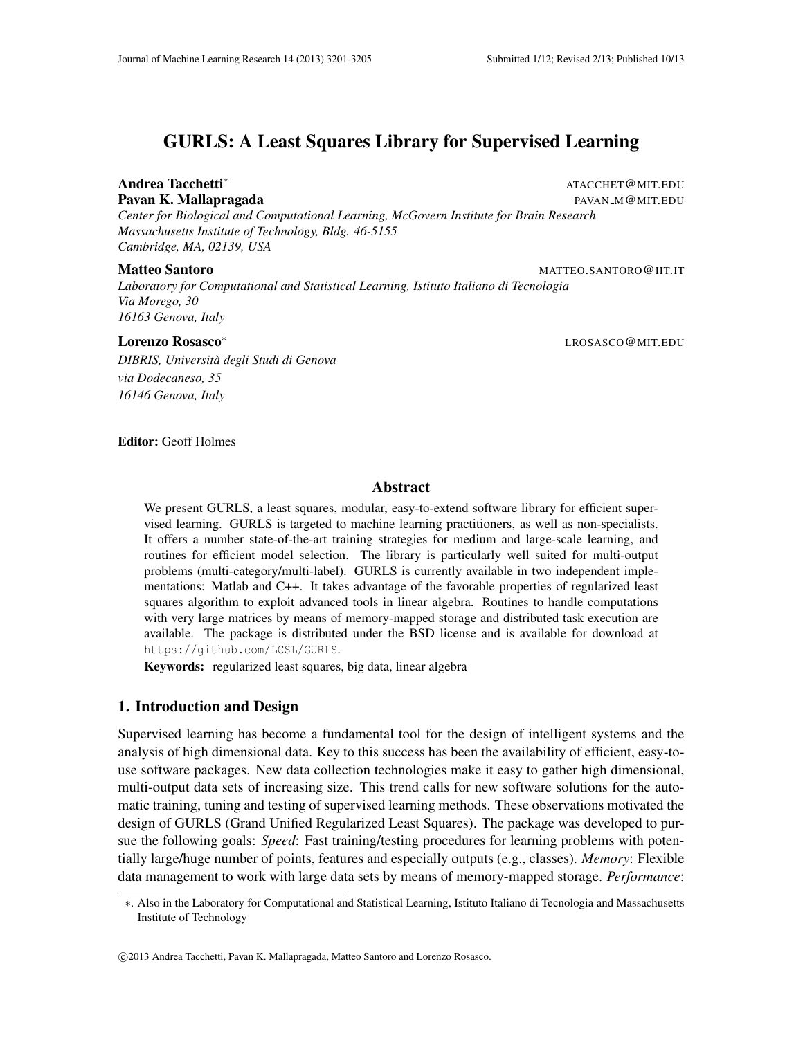# GURLS: A Least Squares Library for Supervised Learning

**Andrea Tacchetti**[*] ATACCHET@MIT.EDU
**Pavan K. Mallapragada** PAVAN_M@MIT.EDU
*Center for Biological and Computational Learning, McGovern Institute for Brain Research*
*Massachusetts Institute of Technology, Bldg. 46-5155*
*Cambridge, MA, 02139, USA*

**Matteo Santoro** MATTEO.SANTORO@IIT.IT
*Laboratory for Computational and Statistical Learning, Istituto Italiano di Tecnologia*
*Via Morego, 30*
*16163 Genova, Italy*

**Lorenzo Rosasco**[*] LROSASCO@MIT.EDU
*DIBRIS, Università degli Studi di Genova*
*via Dodecaneso, 35*
*16146 Genova, Italy*

**Editor:** Geoff Holmes

## Abstract

We present GURLS, a least squares, modular, easy-to-extend software library for efficient supervised learning. GURLS is targeted to machine learning practitioners, as well as non-specialists. It offers a number state-of-the-art training strategies for medium and large-scale learning, and routines for efficient model selection. The library is particularly well suited for multi-output problems (multi-category/multi-label). GURLS is currently available in two independent implementations: Matlab and C++. It takes advantage of the favorable properties of regularized least squares algorithm to exploit advanced tools in linear algebra. Routines to handle computations with very large matrices by means of memory-mapped storage and distributed task execution are available. The package is distributed under the BSD license and is available for download at https://github.com/LCSL/GURLS.

**Keywords:** regularized least squares, big data, linear algebra

## 1. Introduction and Design

Supervised learning has become a fundamental tool for the design of intelligent systems and the analysis of high dimensional data. Key to this success has been the availability of efficient, easy-to-use software packages. New data collection technologies make it easy to gather high dimensional, multi-output data sets of increasing size. This trend calls for new software solutions for the automatic training, tuning and testing of supervised learning methods. These observations motivated the design of GURLS (Grand Unified Regularized Least Squares). The package was developed to pursue the following goals: *Speed*: Fast training/testing procedures for learning problems with potentially large/huge number of points, features and especially outputs (e.g., classes). *Memory*: Flexible data management to work with large data sets by means of memory-mapped storage. *Performance*:

[*] Also in the Laboratory for Computational and Statistical Learning, Istituto Italiano di Tecnologia and Massachusetts Institute of Technology

©2013 Andrea Tacchetti, Pavan K. Mallapragada, Matteo Santoro and Lorenzo Rosasco.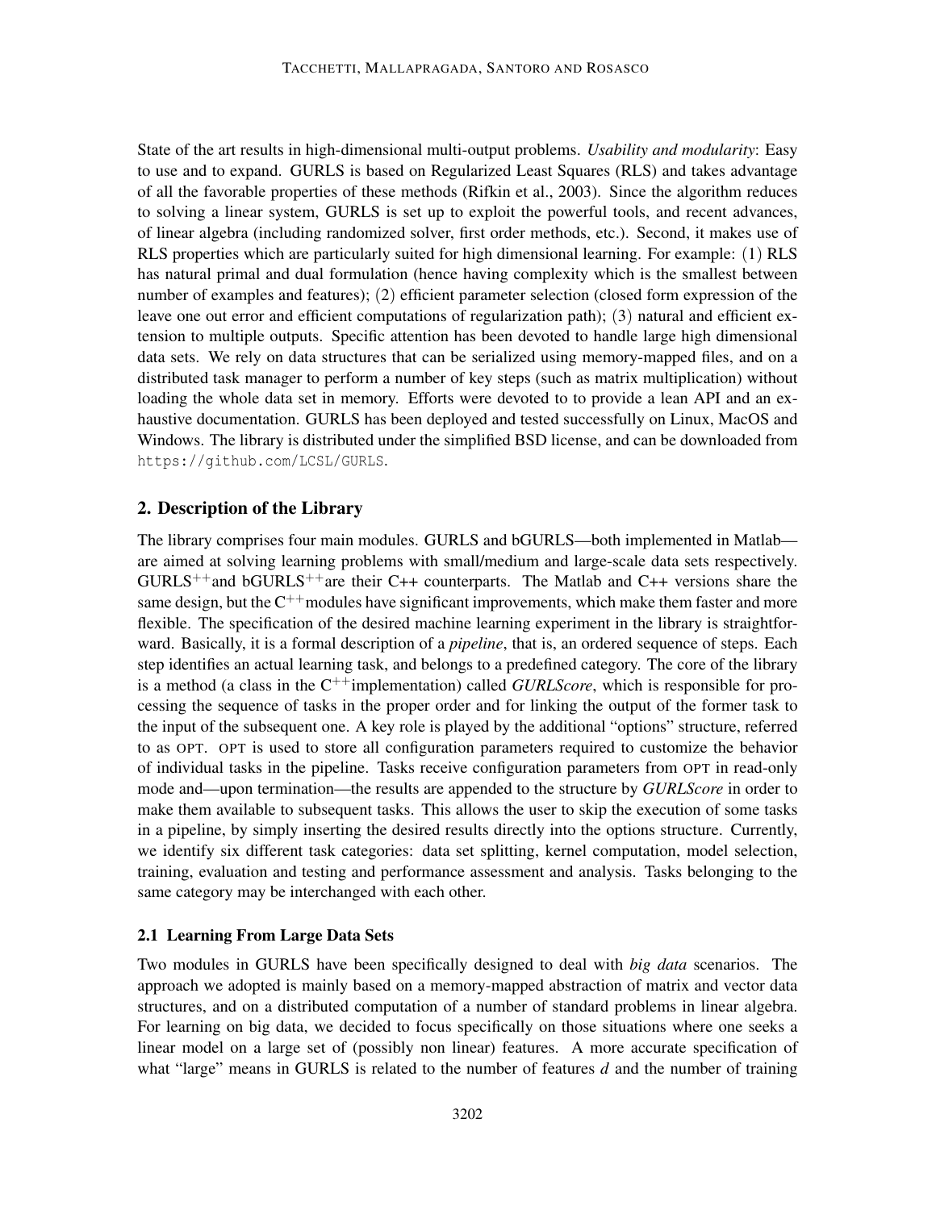State of the art results in high-dimensional multi-output problems. *Usability and modularity*: Easy to use and to expand. GURLS is based on Regularized Least Squares (RLS) and takes advantage of all the favorable properties of these methods (Rifkin et al., 2003). Since the algorithm reduces to solving a linear system, GURLS is set up to exploit the powerful tools, and recent advances, of linear algebra (including randomized solver, first order methods, etc.). Second, it makes use of RLS properties which are particularly suited for high dimensional learning. For example: (1) RLS has natural primal and dual formulation (hence having complexity which is the smallest between number of examples and features); (2) efficient parameter selection (closed form expression of the leave one out error and efficient computations of regularization path); (3) natural and efficient extension to multiple outputs. Specific attention has been devoted to handle large high dimensional data sets. We rely on data structures that can be serialized using memory-mapped files, and on a distributed task manager to perform a number of key steps (such as matrix multiplication) without loading the whole data set in memory. Efforts were devoted to to provide a lean API and an exhaustive documentation. GURLS has been deployed and tested successfully on Linux, MacOS and Windows. The library is distributed under the simplified BSD license, and can be downloaded from `https://github.com/LCSL/GURLS`.

## 2. Description of the Library

The library comprises four main modules. GURLS and bGURLS—both implemented in Matlab—are aimed at solving learning problems with small/medium and large-scale data sets respectively. GURLS$^{++}$and bGURLS$^{++}$are their C++ counterparts. The Matlab and C++ versions share the same design, but the C$^{++}$modules have significant improvements, which make them faster and more flexible. The specification of the desired machine learning experiment in the library is straightforward. Basically, it is a formal description of a *pipeline*, that is, an ordered sequence of steps. Each step identifies an actual learning task, and belongs to a predefined category. The core of the library is a method (a class in the C$^{++}$implementation) called *GURLScore*, which is responsible for processing the sequence of tasks in the proper order and for linking the output of the former task to the input of the subsequent one. A key role is played by the additional "options" structure, referred to as OPT. OPT is used to store all configuration parameters required to customize the behavior of individual tasks in the pipeline. Tasks receive configuration parameters from OPT in read-only mode and—upon termination—the results are appended to the structure by *GURLScore* in order to make them available to subsequent tasks. This allows the user to skip the execution of some tasks in a pipeline, by simply inserting the desired results directly into the options structure. Currently, we identify six different task categories: data set splitting, kernel computation, model selection, training, evaluation and testing and performance assessment and analysis. Tasks belonging to the same category may be interchanged with each other.

### 2.1 Learning From Large Data Sets

Two modules in GURLS have been specifically designed to deal with *big data* scenarios. The approach we adopted is mainly based on a memory-mapped abstraction of matrix and vector data structures, and on a distributed computation of a number of standard problems in linear algebra. For learning on big data, we decided to focus specifically on those situations where one seeks a linear model on a large set of (possibly non linear) features. A more accurate specification of what "large" means in GURLS is related to the number of features $d$ and the number of training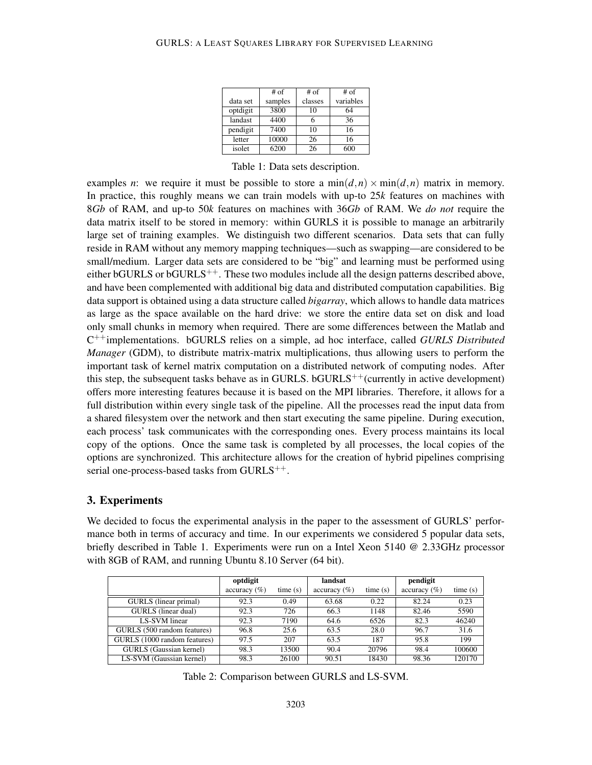| data set | # of samples | # of classes | # of variables |
|---|---|---|---|
| optdigit | 3800 | 10 | 64 |
| landast | 4400 | 6 | 36 |
| pendigit | 7400 | 10 | 16 |
| letter | 10000 | 26 | 16 |
| isolet | 6200 | 26 | 600 |

Table 1: Data sets description.

examples $n$: we require it must be possible to store a $\min(d,n) \times \min(d,n)$ matrix in memory. In practice, this roughly means we can train models with up-to 25$k$ features on machines with 8$Gb$ of RAM, and up-to 50$k$ features on machines with 36$Gb$ of RAM. We *do not* require the data matrix itself to be stored in memory: within GURLS it is possible to manage an arbitrarily large set of training examples. We distinguish two different scenarios. Data sets that can fully reside in RAM without any memory mapping techniques—such as swapping—are considered to be small/medium. Larger data sets are considered to be "big" and learning must be performed using either bGURLS or bGURLS$^{++}$. These two modules include all the design patterns described above, and have been complemented with additional big data and distributed computation capabilities. Big data support is obtained using a data structure called *bigarray*, which allows to handle data matrices as large as the space available on the hard drive: we store the entire data set on disk and load only small chunks in memory when required. There are some differences between the Matlab and C$^{++}$implementations. bGURLS relies on a simple, ad hoc interface, called *GURLS Distributed Manager* (GDM), to distribute matrix-matrix multiplications, thus allowing users to perform the important task of kernel matrix computation on a distributed network of computing nodes. After this step, the subsequent tasks behave as in GURLS. bGURLS$^{++}$(currently in active development) offers more interesting features because it is based on the MPI libraries. Therefore, it allows for a full distribution within every single task of the pipeline. All the processes read the input data from a shared filesystem over the network and then start executing the same pipeline. During execution, each process' task communicates with the corresponding ones. Every process maintains its local copy of the options. Once the same task is completed by all processes, the local copies of the options are synchronized. This architecture allows for the creation of hybrid pipelines comprising serial one-process-based tasks from GURLS$^{++}$.

## 3. Experiments

We decided to focus the experimental analysis in the paper to the assessment of GURLS' performance both in terms of accuracy and time. In our experiments we considered 5 popular data sets, briefly described in Table 1. Experiments were run on a Intel Xeon 5140 @ 2.33GHz processor with 8GB of RAM, and running Ubuntu 8.10 Server (64 bit).

| | **optdigit** | | **landsat** | | **pendigit** | |
|---|---|---|---|---|---|---|
| | accuracy (%) | time (s) | accuracy (%) | time (s) | accuracy (%) | time (s) |
| GURLS (linear primal) | 92.3 | 0.49 | 63.68 | 0.22 | 82.24 | 0.23 |
| GURLS (linear dual) | 92.3 | 726 | 66.3 | 1148 | 82.46 | 5590 |
| LS-SVM linear | 92.3 | 7190 | 64.6 | 6526 | 82.3 | 46240 |
| GURLS (500 random features) | 96.8 | 25.6 | 63.5 | 28.0 | 96.7 | 31.6 |
| GURLS (1000 random features) | 97.5 | 207 | 63.5 | 187 | 95.8 | 199 |
| GURLS (Gaussian kernel) | 98.3 | 13500 | 90.4 | 20796 | 98.4 | 100600 |
| LS-SVM (Gaussian kernel) | 98.3 | 26100 | 90.51 | 18430 | 98.36 | 120170 |

Table 2: Comparison between GURLS and LS-SVM.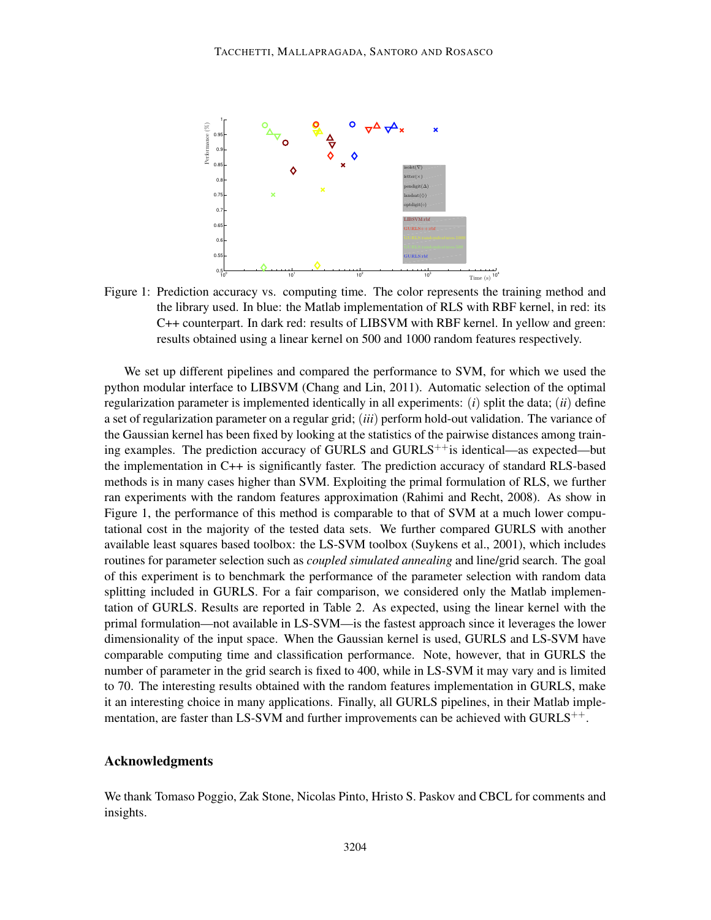Performance (%)

1
0.95
0.9
0.85
0.8
0.75
0.7
0.65
0.6
0.55
0.5

$10^0$ $10^1$ $10^2$ $10^3$ $10^4$

Time (s)

isolet(∇)
letter(×)
pendigit(Δ)
landsat(◊)
optdigit(○)

LIBSVM:rbf
GURLS++:rbf
GURLS:randomfeatures-1000
GURLS:randomfeatures-500
GURLS:rbf

Figure 1: Prediction accuracy vs. computing time. The color represents the training method and the library used. In blue: the Matlab implementation of RLS with RBF kernel, in red: its C++ counterpart. In dark red: results of LIBSVM with RBF kernel. In yellow and green: results obtained using a linear kernel on 500 and 1000 random features respectively.

We set up different pipelines and compared the performance to SVM, for which we used the python modular interface to LIBSVM (Chang and Lin, 2011). Automatic selection of the optimal regularization parameter is implemented identically in all experiments: (*i*) split the data; (*ii*) define a set of regularization parameter on a regular grid; (*iii*) perform hold-out validation. The variance of the Gaussian kernel has been fixed by looking at the statistics of the pairwise distances among training examples. The prediction accuracy of GURLS and GURLS$^{++}$is identical—as expected—but the implementation in C++ is significantly faster. The prediction accuracy of standard RLS-based methods is in many cases higher than SVM. Exploiting the primal formulation of RLS, we further ran experiments with the random features approximation (Rahimi and Recht, 2008). As show in Figure 1, the performance of this method is comparable to that of SVM at a much lower computational cost in the majority of the tested data sets. We further compared GURLS with another available least squares based toolbox: the LS-SVM toolbox (Suykens et al., 2001), which includes routines for parameter selection such as *coupled simulated annealing* and line/grid search. The goal of this experiment is to benchmark the performance of the parameter selection with random data splitting included in GURLS. For a fair comparison, we considered only the Matlab implementation of GURLS. Results are reported in Table 2. As expected, using the linear kernel with the primal formulation—not available in LS-SVM—is the fastest approach since it leverages the lower dimensionality of the input space. When the Gaussian kernel is used, GURLS and LS-SVM have comparable computing time and classification performance. Note, however, that in GURLS the number of parameter in the grid search is fixed to 400, while in LS-SVM it may vary and is limited to 70. The interesting results obtained with the random features implementation in GURLS, make it an interesting choice in many applications. Finally, all GURLS pipelines, in their Matlab implementation, are faster than LS-SVM and further improvements can be achieved with GURLS$^{++}$.

## Acknowledgments

We thank Tomaso Poggio, Zak Stone, Nicolas Pinto, Hristo S. Paskov and CBCL for comments and insights.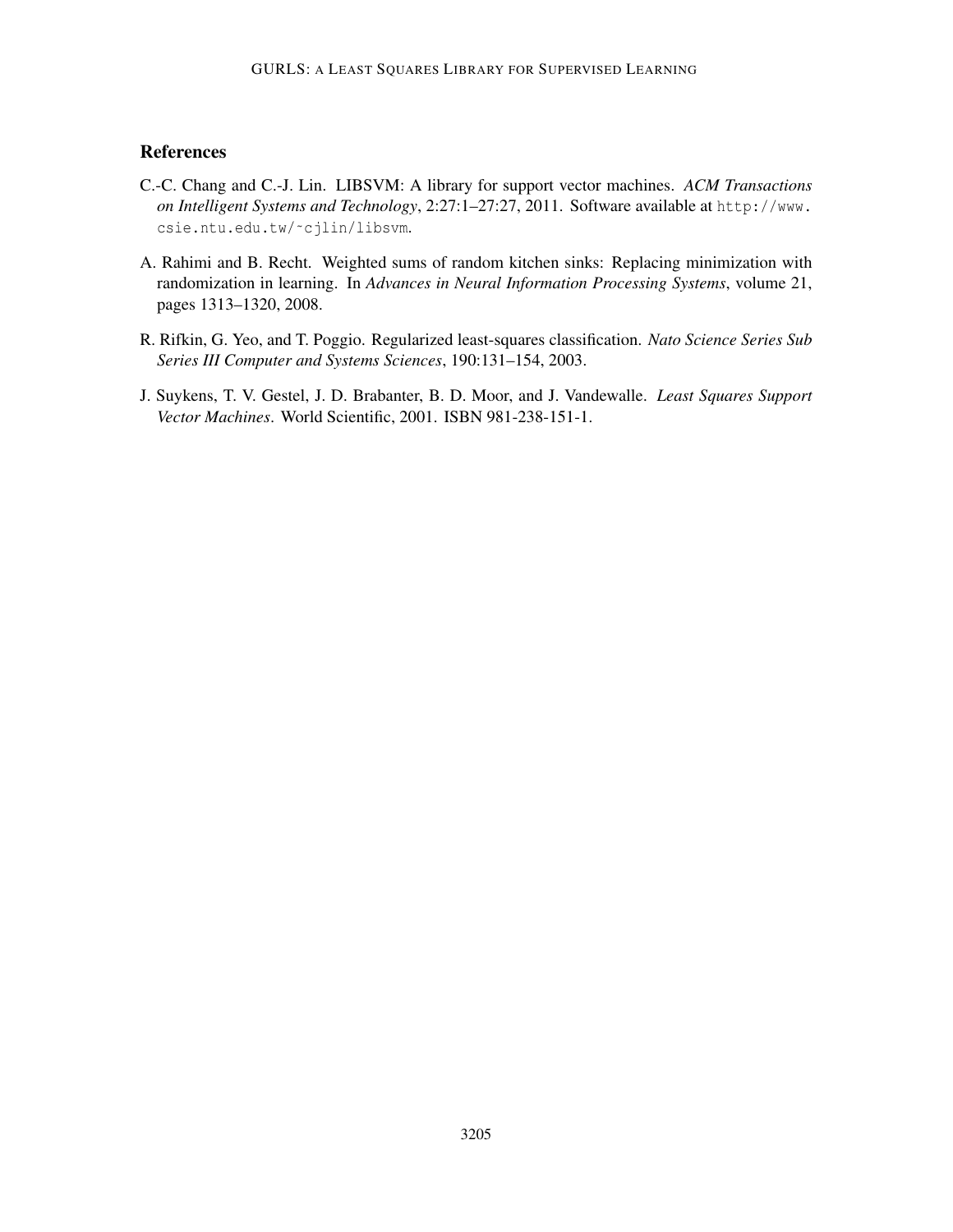## References

C.-C. Chang and C.-J. Lin. LIBSVM: A library for support vector machines. *ACM Transactions on Intelligent Systems and Technology*, 2:27:1–27:27, 2011. Software available at `http://www.csie.ntu.edu.tw/~cjlin/libsvm`.

A. Rahimi and B. Recht. Weighted sums of random kitchen sinks: Replacing minimization with randomization in learning. In *Advances in Neural Information Processing Systems*, volume 21, pages 1313–1320, 2008.

R. Rifkin, G. Yeo, and T. Poggio. Regularized least-squares classification. *Nato Science Series Sub Series III Computer and Systems Sciences*, 190:131–154, 2003.

J. Suykens, T. V. Gestel, J. D. Brabanter, B. D. Moor, and J. Vandewalle. *Least Squares Support Vector Machines*. World Scientific, 2001. ISBN 981-238-151-1.